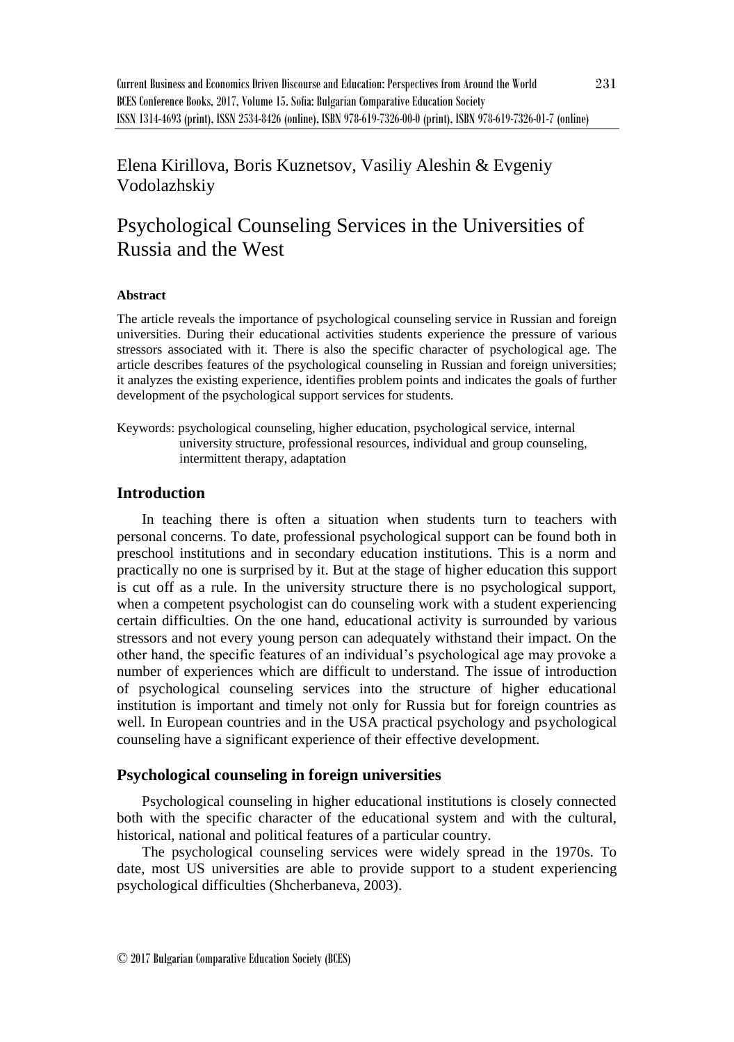Elena Kirillova, Boris Kuznetsov, Vasiliy Aleshin & Evgeniy Vodolazhskiy

# Psychological Counseling Services in the Universities of Russia and the West

**Abstract**

The article reveals the importance of psychological counseling service in Russian and foreign universities. During their educational activities students experience the pressure of various stressors associated with it. There is also the specific character of psychological age. The article describes features of the psychological counseling in Russian and foreign universities; it analyzes the existing experience, identifies problem points and indicates the goals of further development of the psychological support services for students.

Keywords: psychological counseling, higher education, psychological service, internal university structure, professional resources, individual and group counseling, intermittent therapy, adaptation

## Introduction

In teaching there is often a situation when students turn to teachers with personal concerns. To date, professional psychological support can be found both in preschool institutions and in secondary education institutions. This is a norm and practically no one is surprised by it. But at the stage of higher education this support is cut off as a rule. In the university structure there is no psychological support, when a competent psychologist can do counseling work with a student experiencing certain difficulties. On the one hand, educational activity is surrounded by various stressors and not every young person can adequately withstand their impact. On the other hand, the specific features of an individual's psychological age may provoke a number of experiences which are difficult to understand. The issue of introduction of psychological counseling services into the structure of higher educational institution is important and timely not only for Russia but for foreign countries as well. In European countries and in the USA practical psychology and psychological counseling have a significant experience of their effective development.

## Psychological counseling in foreign universities

Psychological counseling in higher educational institutions is closely connected both with the specific character of the educational system and with the cultural, historical, national and political features of a particular country.

The psychological counseling services were widely spread in the 1970s. To date, most US universities are able to provide support to a student experiencing psychological difficulties (Shcherbaneva, 2003).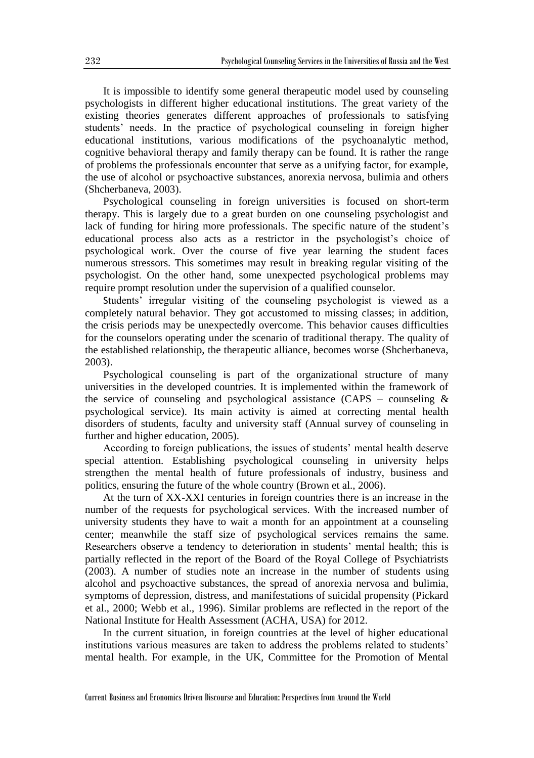It is impossible to identify some general therapeutic model used by counseling psychologists in different higher educational institutions. The great variety of the existing theories generates different approaches of professionals to satisfying students' needs. In the practice of psychological counseling in foreign higher educational institutions, various modifications of the psychoanalytic method, cognitive behavioral therapy and family therapy can be found. It is rather the range of problems the professionals encounter that serve as a unifying factor, for example, the use of alcohol or psychoactive substances, anorexia nervosa, bulimia and others (Shcherbaneva, 2003).

Psychological counseling in foreign universities is focused on short-term therapy. This is largely due to a great burden on one counseling psychologist and lack of funding for hiring more professionals. The specific nature of the student's educational process also acts as a restrictor in the psychologist's choice of psychological work. Over the course of five year learning the student faces numerous stressors. This sometimes may result in breaking regular visiting of the psychologist. On the other hand, some unexpected psychological problems may require prompt resolution under the supervision of a qualified counselor.

Students' irregular visiting of the counseling psychologist is viewed as a completely natural behavior. They got accustomed to missing classes; in addition, the crisis periods may be unexpectedly overcome. This behavior causes difficulties for the counselors operating under the scenario of traditional therapy. The quality of the established relationship, the therapeutic alliance, becomes worse (Shcherbaneva, 2003).

Psychological counseling is part of the organizational structure of many universities in the developed countries. It is implemented within the framework of the service of counseling and psychological assistance (CAPS – counseling & psychological service). Its main activity is aimed at correcting mental health disorders of students, faculty and university staff (Annual survey of counseling in further and higher education, 2005).

According to foreign publications, the issues of students' mental health deserve special attention. Establishing psychological counseling in university helps strengthen the mental health of future professionals of industry, business and politics, ensuring the future of the whole country (Brown et al., 2006).

At the turn of XX-XXI centuries in foreign countries there is an increase in the number of the requests for psychological services. With the increased number of university students they have to wait a month for an appointment at a counseling center; meanwhile the staff size of psychological services remains the same. Researchers observe a tendency to deterioration in students' mental health; this is partially reflected in the report of the Board of the Royal College of Psychiatrists (2003). A number of studies note an increase in the number of students using alcohol and psychoactive substances, the spread of anorexia nervosa and bulimia, symptoms of depression, distress, and manifestations of suicidal propensity (Pickard et al., 2000; Webb et al., 1996). Similar problems are reflected in the report of the National Institute for Health Assessment (ACHA, USA) for 2012.

In the current situation, in foreign countries at the level of higher educational institutions various measures are taken to address the problems related to students' mental health. For example, in the UK, Committee for the Promotion of Mental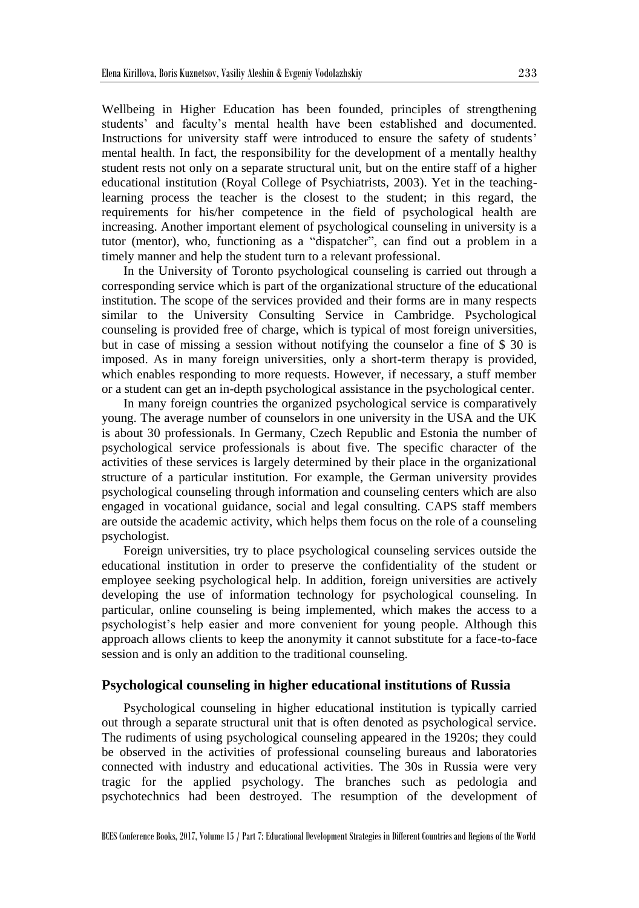Wellbeing in Higher Education has been founded, principles of strengthening students' and faculty's mental health have been established and documented. Instructions for university staff were introduced to ensure the safety of students' mental health. In fact, the responsibility for the development of a mentally healthy student rests not only on a separate structural unit, but on the entire staff of a higher educational institution (Royal College of Psychiatrists, 2003). Yet in the teaching-learning process the teacher is the closest to the student; in this regard, the requirements for his/her competence in the field of psychological health are increasing. Another important element of psychological counseling in university is a tutor (mentor), who, functioning as a "dispatcher", can find out a problem in a timely manner and help the student turn to a relevant professional.

In the University of Toronto psychological counseling is carried out through a corresponding service which is part of the organizational structure of the educational institution. The scope of the services provided and their forms are in many respects similar to the University Consulting Service in Cambridge. Psychological counseling is provided free of charge, which is typical of most foreign universities, but in case of missing a session without notifying the counselor a fine of $ 30 is imposed. As in many foreign universities, only a short-term therapy is provided, which enables responding to more requests. However, if necessary, a stuff member or a student can get an in-depth psychological assistance in the psychological center.

In many foreign countries the organized psychological service is comparatively young. The average number of counselors in one university in the USA and the UK is about 30 professionals. In Germany, Czech Republic and Estonia the number of psychological service professionals is about five. The specific character of the activities of these services is largely determined by their place in the organizational structure of a particular institution. For example, the German university provides psychological counseling through information and counseling centers which are also engaged in vocational guidance, social and legal consulting. CAPS staff members are outside the academic activity, which helps them focus on the role of a counseling psychologist.

Foreign universities, try to place psychological counseling services outside the educational institution in order to preserve the confidentiality of the student or employee seeking psychological help. In addition, foreign universities are actively developing the use of information technology for psychological counseling. In particular, online counseling is being implemented, which makes the access to a psychologist's help easier and more convenient for young people. Although this approach allows clients to keep the anonymity it cannot substitute for a face-to-face session and is only an addition to the traditional counseling.

## Psychological counseling in higher educational institutions of Russia

Psychological counseling in higher educational institution is typically carried out through a separate structural unit that is often denoted as psychological service. The rudiments of using psychological counseling appeared in the 1920s; they could be observed in the activities of professional counseling bureaus and laboratories connected with industry and educational activities. The 30s in Russia were very tragic for the applied psychology. The branches such as pedologia and psychotechnics had been destroyed. The resumption of the development of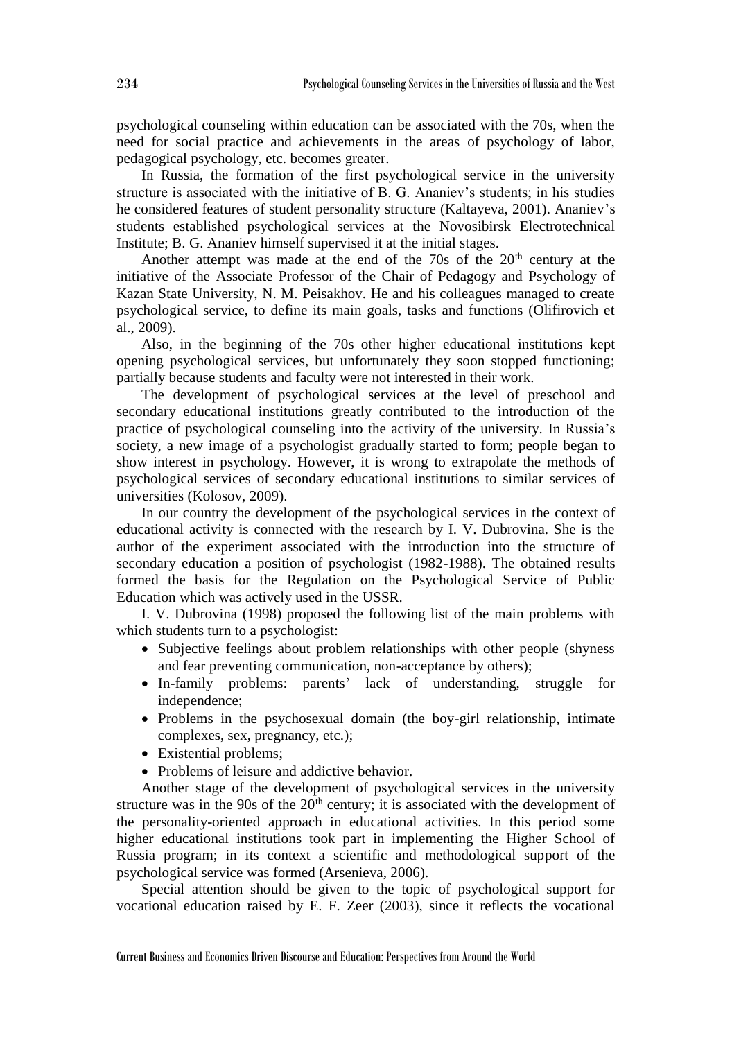psychological counseling within education can be associated with the 70s, when the need for social practice and achievements in the areas of psychology of labor, pedagogical psychology, etc. becomes greater.

In Russia, the formation of the first psychological service in the university structure is associated with the initiative of B. G. Ananiev's students; in his studies he considered features of student personality structure (Kaltayeva, 2001). Ananiev's students established psychological services at the Novosibirsk Electrotechnical Institute; B. G. Ananiev himself supervised it at the initial stages.

Another attempt was made at the end of the 70s of the 20th century at the initiative of the Associate Professor of the Chair of Pedagogy and Psychology of Kazan State University, N. M. Peisakhov. He and his colleagues managed to create psychological service, to define its main goals, tasks and functions (Olifirovich et al., 2009).

Also, in the beginning of the 70s other higher educational institutions kept opening psychological services, but unfortunately they soon stopped functioning; partially because students and faculty were not interested in their work.

The development of psychological services at the level of preschool and secondary educational institutions greatly contributed to the introduction of the practice of psychological counseling into the activity of the university. In Russia's society, a new image of a psychologist gradually started to form; people began to show interest in psychology. However, it is wrong to extrapolate the methods of psychological services of secondary educational institutions to similar services of universities (Kolosov, 2009).

In our country the development of the psychological services in the context of educational activity is connected with the research by I. V. Dubrovina. She is the author of the experiment associated with the introduction into the structure of secondary education a position of psychologist (1982-1988). The obtained results formed the basis for the Regulation on the Psychological Service of Public Education which was actively used in the USSR.

I. V. Dubrovina (1998) proposed the following list of the main problems with which students turn to a psychologist:

- Subjective feelings about problem relationships with other people (shyness and fear preventing communication, non-acceptance by others);
- In-family problems: parents' lack of understanding, struggle for independence;
- Problems in the psychosexual domain (the boy-girl relationship, intimate complexes, sex, pregnancy, etc.);
- Existential problems;
- Problems of leisure and addictive behavior.

Another stage of the development of psychological services in the university structure was in the 90s of the 20th century; it is associated with the development of the personality-oriented approach in educational activities. In this period some higher educational institutions took part in implementing the Higher School of Russia program; in its context a scientific and methodological support of the psychological service was formed (Arsenieva, 2006).

Special attention should be given to the topic of psychological support for vocational education raised by E. F. Zeer (2003), since it reflects the vocational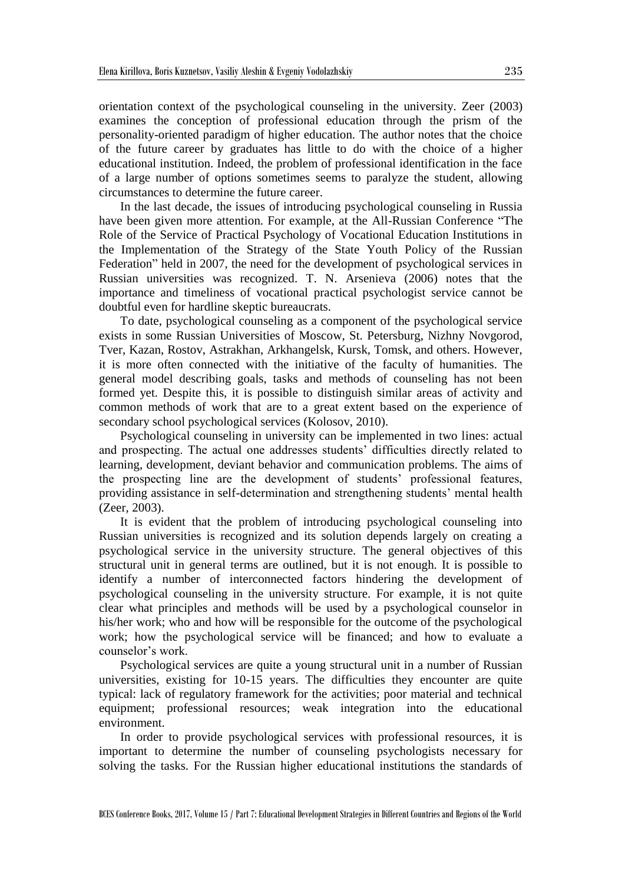orientation context of the psychological counseling in the university. Zeer (2003) examines the conception of professional education through the prism of the personality-oriented paradigm of higher education. The author notes that the choice of the future career by graduates has little to do with the choice of a higher educational institution. Indeed, the problem of professional identification in the face of a large number of options sometimes seems to paralyze the student, allowing circumstances to determine the future career.

In the last decade, the issues of introducing psychological counseling in Russia have been given more attention. For example, at the All-Russian Conference "The Role of the Service of Practical Psychology of Vocational Education Institutions in the Implementation of the Strategy of the State Youth Policy of the Russian Federation" held in 2007, the need for the development of psychological services in Russian universities was recognized. T. N. Arsenieva (2006) notes that the importance and timeliness of vocational practical psychologist service cannot be doubtful even for hardline skeptic bureaucrats.

To date, psychological counseling as a component of the psychological service exists in some Russian Universities of Moscow, St. Petersburg, Nizhny Novgorod, Tver, Kazan, Rostov, Astrakhan, Arkhangelsk, Kursk, Tomsk, and others. However, it is more often connected with the initiative of the faculty of humanities. The general model describing goals, tasks and methods of counseling has not been formed yet. Despite this, it is possible to distinguish similar areas of activity and common methods of work that are to a great extent based on the experience of secondary school psychological services (Kolosov, 2010).

Psychological counseling in university can be implemented in two lines: actual and prospecting. The actual one addresses students' difficulties directly related to learning, development, deviant behavior and communication problems. The aims of the prospecting line are the development of students' professional features, providing assistance in self-determination and strengthening students' mental health (Zeer, 2003).

It is evident that the problem of introducing psychological counseling into Russian universities is recognized and its solution depends largely on creating a psychological service in the university structure. The general objectives of this structural unit in general terms are outlined, but it is not enough. It is possible to identify a number of interconnected factors hindering the development of psychological counseling in the university structure. For example, it is not quite clear what principles and methods will be used by a psychological counselor in his/her work; who and how will be responsible for the outcome of the psychological work; how the psychological service will be financed; and how to evaluate a counselor's work.

Psychological services are quite a young structural unit in a number of Russian universities, existing for 10-15 years. The difficulties they encounter are quite typical: lack of regulatory framework for the activities; poor material and technical equipment; professional resources; weak integration into the educational environment.

In order to provide psychological services with professional resources, it is important to determine the number of counseling psychologists necessary for solving the tasks. For the Russian higher educational institutions the standards of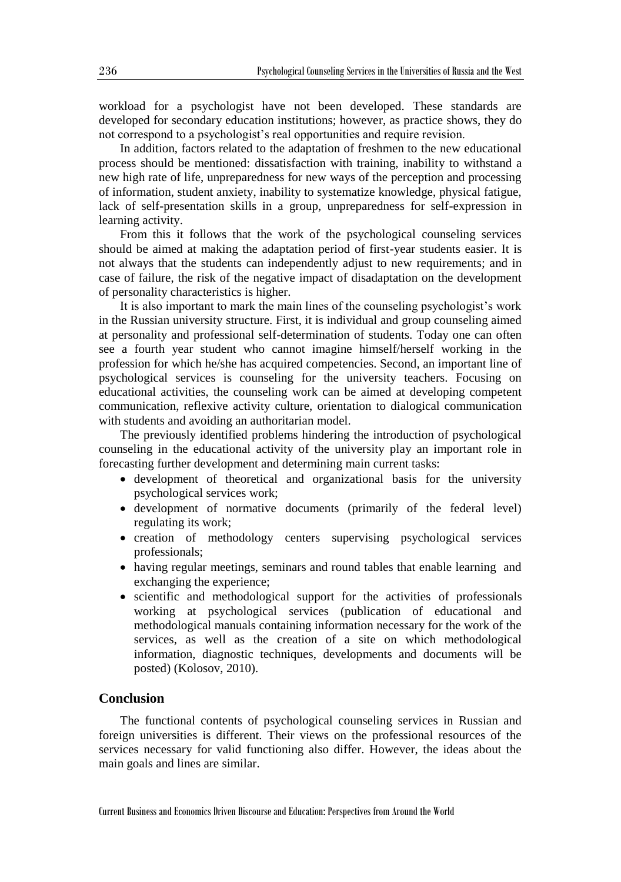workload for a psychologist have not been developed. These standards are developed for secondary education institutions; however, as practice shows, they do not correspond to a psychologist's real opportunities and require revision.

In addition, factors related to the adaptation of freshmen to the new educational process should be mentioned: dissatisfaction with training, inability to withstand a new high rate of life, unpreparedness for new ways of the perception and processing of information, student anxiety, inability to systematize knowledge, physical fatigue, lack of self-presentation skills in a group, unpreparedness for self-expression in learning activity.

From this it follows that the work of the psychological counseling services should be aimed at making the adaptation period of first-year students easier. It is not always that the students can independently adjust to new requirements; and in case of failure, the risk of the negative impact of disadaptation on the development of personality characteristics is higher.

It is also important to mark the main lines of the counseling psychologist's work in the Russian university structure. First, it is individual and group counseling aimed at personality and professional self-determination of students. Today one can often see a fourth year student who cannot imagine himself/herself working in the profession for which he/she has acquired competencies. Second, an important line of psychological services is counseling for the university teachers. Focusing on educational activities, the counseling work can be aimed at developing competent communication, reflexive activity culture, orientation to dialogical communication with students and avoiding an authoritarian model.

The previously identified problems hindering the introduction of psychological counseling in the educational activity of the university play an important role in forecasting further development and determining main current tasks:

- development of theoretical and organizational basis for the university psychological services work;
- development of normative documents (primarily of the federal level) regulating its work;
- creation of methodology centers supervising psychological services professionals;
- having regular meetings, seminars and round tables that enable learning and exchanging the experience;
- scientific and methodological support for the activities of professionals working at psychological services (publication of educational and methodological manuals containing information necessary for the work of the services, as well as the creation of a site on which methodological information, diagnostic techniques, developments and documents will be posted) (Kolosov, 2010).

## Conclusion

The functional contents of psychological counseling services in Russian and foreign universities is different. Their views on the professional resources of the services necessary for valid functioning also differ. However, the ideas about the main goals and lines are similar.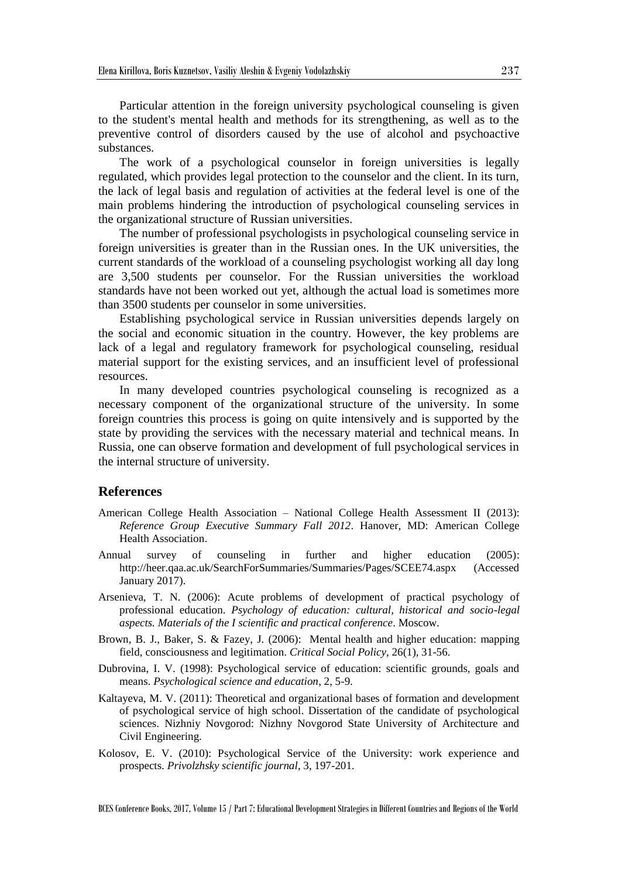Particular attention in the foreign university psychological counseling is given to the student's mental health and methods for its strengthening, as well as to the preventive control of disorders caused by the use of alcohol and psychoactive substances.

The work of a psychological counselor in foreign universities is legally regulated, which provides legal protection to the counselor and the client. In its turn, the lack of legal basis and regulation of activities at the federal level is one of the main problems hindering the introduction of psychological counseling services in the organizational structure of Russian universities.

The number of professional psychologists in psychological counseling service in foreign universities is greater than in the Russian ones. In the UK universities, the current standards of the workload of a counseling psychologist working all day long are 3,500 students per counselor. For the Russian universities the workload standards have not been worked out yet, although the actual load is sometimes more than 3500 students per counselor in some universities.

Establishing psychological service in Russian universities depends largely on the social and economic situation in the country. However, the key problems are lack of a legal and regulatory framework for psychological counseling, residual material support for the existing services, and an insufficient level of professional resources.

In many developed countries psychological counseling is recognized as a necessary component of the organizational structure of the university. In some foreign countries this process is going on quite intensively and is supported by the state by providing the services with the necessary material and technical means. In Russia, one can observe formation and development of full psychological services in the internal structure of university.

## References

American College Health Association – National College Health Assessment II (2013): *Reference Group Executive Summary Fall 2012*. Hanover, MD: American College Health Association.

Annual survey of counseling in further and higher education (2005): http://heer.qaa.ac.uk/SearchForSummaries/Summaries/Pages/SCEE74.aspx (Accessed January 2017).

Arsenieva, T. N. (2006): Acute problems of development of practical psychology of professional education. *Psychology of education: cultural, historical and socio-legal aspects. Materials of the I scientific and practical conference*. Moscow.

Brown, B. J., Baker, S. & Fazey, J. (2006): Mental health and higher education: mapping field, consciousness and legitimation. *Critical Social Policy*, 26(1), 31-56.

Dubrovina, I. V. (1998): Psychological service of education: scientific grounds, goals and means. *Psychological science and education*, 2, 5-9.

Kaltayeva, M. V. (2011): Theoretical and organizational bases of formation and development of psychological service of high school. Dissertation of the candidate of psychological sciences. Nizhniy Novgorod: Nizhny Novgorod State University of Architecture and Civil Engineering.

Kolosov, E. V. (2010): Psychological Service of the University: work experience and prospects. *Privolzhsky scientific journal*, 3, 197-201.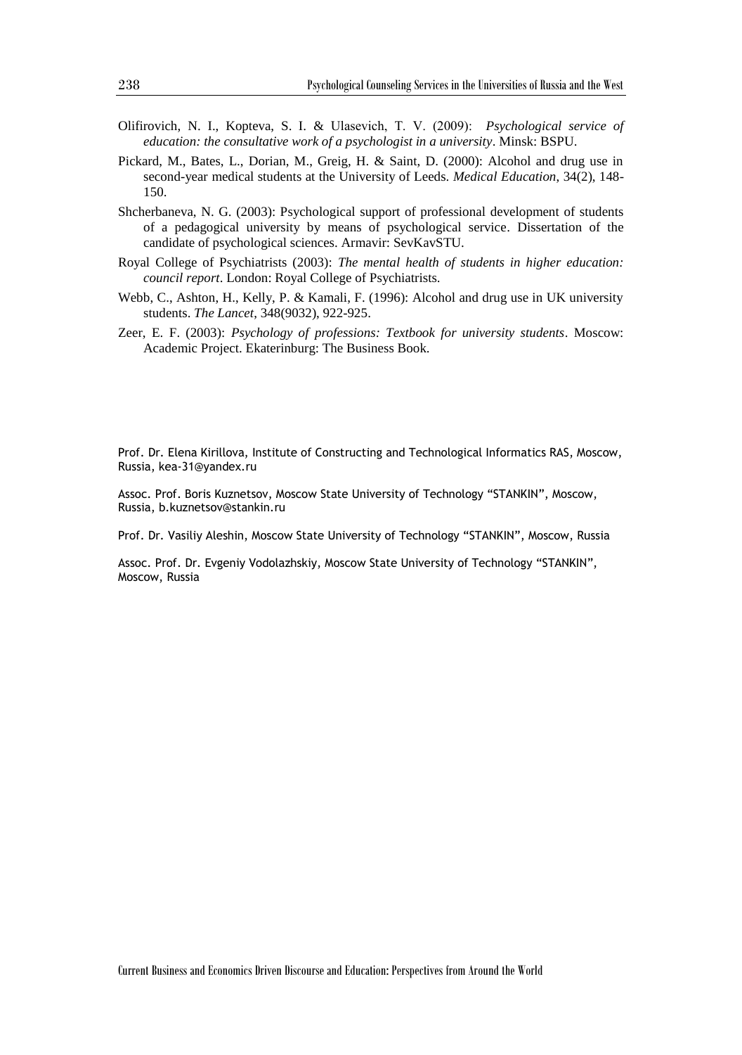Olifirovich, N. I., Kopteva, S. I. & Ulasevich, T. V. (2009): *Psychological service of education: the consultative work of a psychologist in a university*. Minsk: BSPU.

Pickard, M., Bates, L., Dorian, M., Greig, H. & Saint, D. (2000): Alcohol and drug use in second-year medical students at the University of Leeds. *Medical Education*, 34(2), 148-150.

Shcherbaneva, N. G. (2003): Psychological support of professional development of students of a pedagogical university by means of psychological service. Dissertation of the candidate of psychological sciences. Armavir: SevKavSTU.

Royal College of Psychiatrists (2003): *The mental health of students in higher education: council report*. London: Royal College of Psychiatrists.

Webb, C., Ashton, H., Kelly, P. & Kamali, F. (1996): Alcohol and drug use in UK university students. *The Lancet*, 348(9032), 922-925.

Zeer, E. F. (2003): *Psychology of professions: Textbook for university students*. Moscow: Academic Project. Ekaterinburg: The Business Book.

Prof. Dr. Elena Kirillova, Institute of Constructing and Technological Informatics RAS, Moscow, Russia, kea-31@yandex.ru

Assoc. Prof. Boris Kuznetsov, Moscow State University of Technology "STANKIN", Moscow, Russia, b.kuznetsov@stankin.ru

Prof. Dr. Vasiliy Aleshin, Moscow State University of Technology "STANKIN", Moscow, Russia

Assoc. Prof. Dr. Evgeniy Vodolazhskiy, Moscow State University of Technology "STANKIN", Moscow, Russia